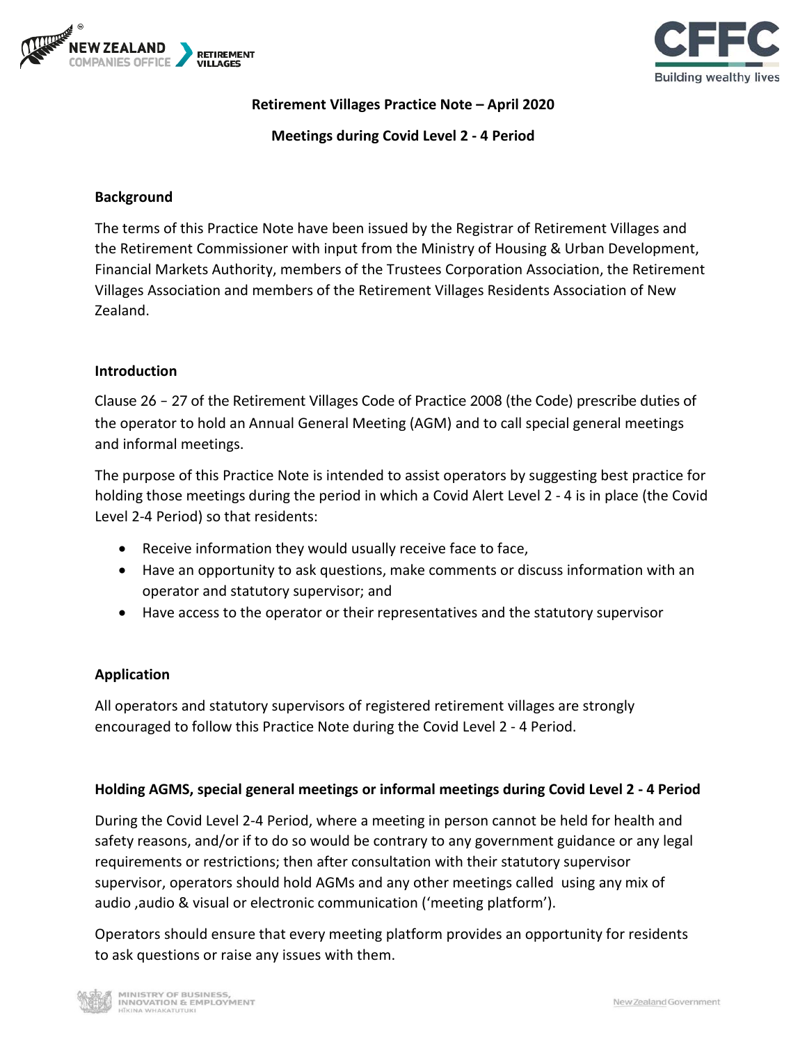**Retirement Villages Practice Note – April 2020**

**Meetings during Covid Level 2 - 4 Period**

## Background

The terms of this Practice Note have been issued by the Registrar of Retirement Villages and the Retirement Commissioner with input from the Ministry of Housing & Urban Development, Financial Markets Authority, members of the Trustees Corporation Association, the Retirement Villages Association and members of the Retirement Villages Residents Association of New Zealand.

## Introduction

Clause 26 – 27 of the Retirement Villages Code of Practice 2008 (the Code) prescribe duties of the operator to hold an Annual General Meeting (AGM) and to call special general meetings and informal meetings.

The purpose of this Practice Note is intended to assist operators by suggesting best practice for holding those meetings during the period in which a Covid Alert Level 2 - 4 is in place (the Covid Level 2-4 Period) so that residents:

- Receive information they would usually receive face to face,
- Have an opportunity to ask questions, make comments or discuss information with an operator and statutory supervisor; and
- Have access to the operator or their representatives and the statutory supervisor

## Application

All operators and statutory supervisors of registered retirement villages are strongly encouraged to follow this Practice Note during the Covid Level 2 - 4 Period.

## Holding AGMS, special general meetings or informal meetings during Covid Level 2 - 4 Period

During the Covid Level 2-4 Period, where a meeting in person cannot be held for health and safety reasons, and/or if to do so would be contrary to any government guidance or any legal requirements or restrictions; then after consultation with their statutory supervisor supervisor, operators should hold AGMs and any other meetings called using any mix of audio ,audio & visual or electronic communication ('meeting platform').

Operators should ensure that every meeting platform provides an opportunity for residents to ask questions or raise any issues with them.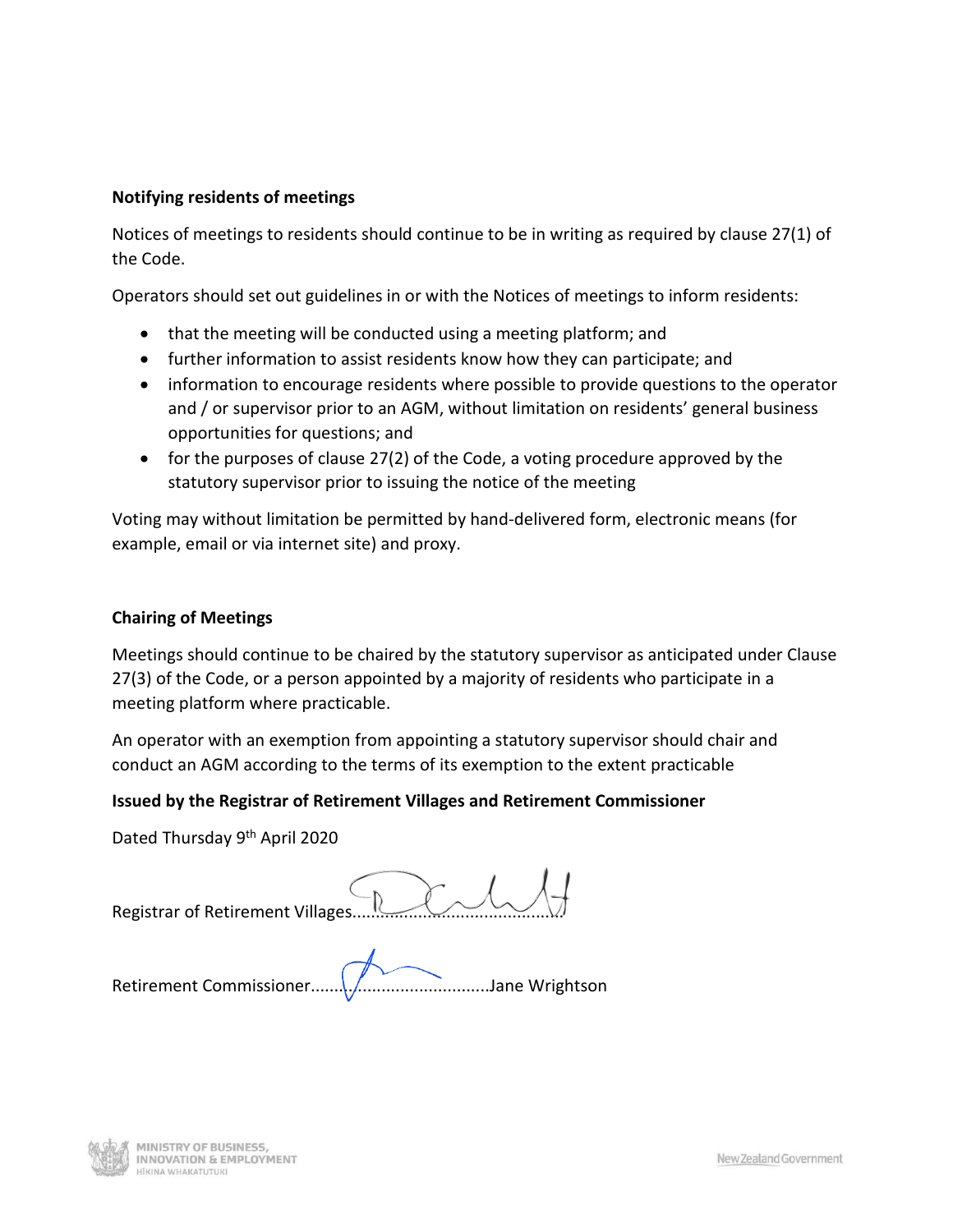**Notifying residents of meetings**

Notices of meetings to residents should continue to be in writing as required by clause 27(1) of the Code.

Operators should set out guidelines in or with the Notices of meetings to inform residents:

- that the meeting will be conducted using a meeting platform; and
- further information to assist residents know how they can participate; and
- information to encourage residents where possible to provide questions to the operator and / or supervisor prior to an AGM, without limitation on residents' general business opportunities for questions; and
- for the purposes of clause 27(2) of the Code, a voting procedure approved by the statutory supervisor prior to issuing the notice of the meeting

Voting may without limitation be permitted by hand-delivered form, electronic means (for example, email or via internet site) and proxy.

**Chairing of Meetings**

Meetings should continue to be chaired by the statutory supervisor as anticipated under Clause 27(3) of the Code, or a person appointed by a majority of residents who participate in a meeting platform where practicable.

An operator with an exemption from appointing a statutory supervisor should chair and conduct an AGM according to the terms of its exemption to the extent practicable

**Issued by the Registrar of Retirement Villages and Retirement Commissioner**

Dated Thursday 9th April 2020

Registrar of Retirement Villages............................................

Retirement Commissioner.......................................Jane Wrightson